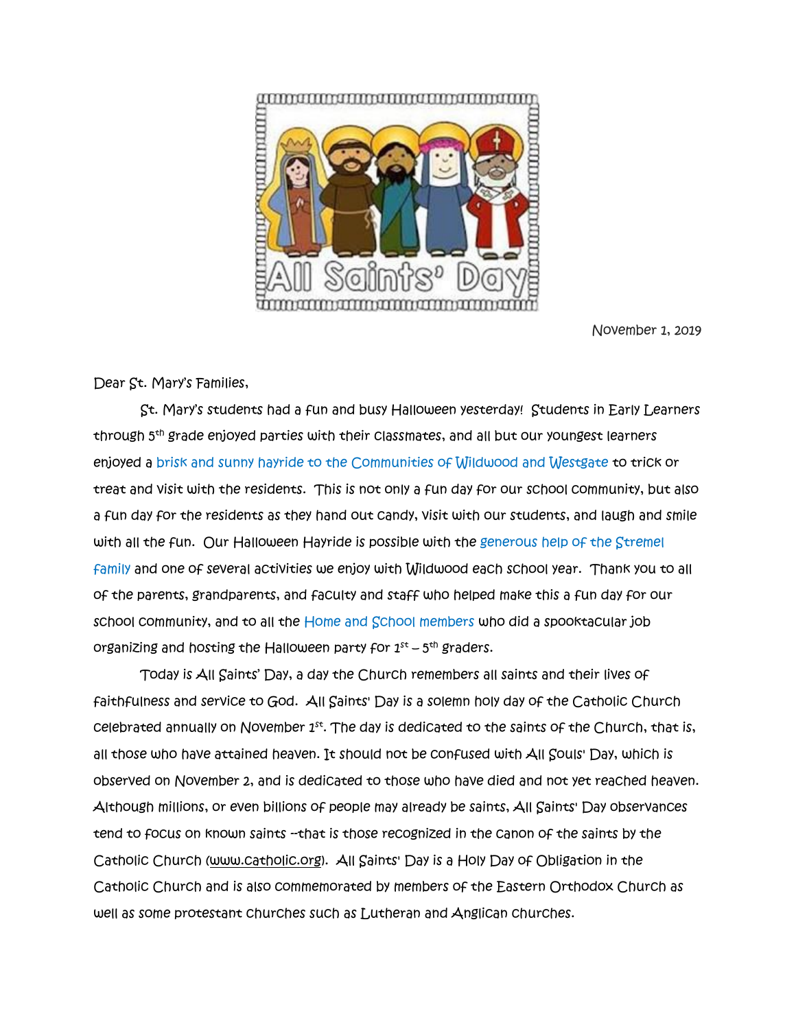November 1, 2019

Dear St. Mary's Families,

St. Mary's students had a fun and busy Halloween yesterday! Students in Early Learners through 5th grade enjoyed parties with their classmates, and all but our youngest learners enjoyed a brisk and sunny hayride to the Communities of Wildwood and Westgate to trick or treat and visit with the residents. This is not only a fun day for our school community, but also a fun day for the residents as they hand out candy, visit with our students, and laugh and smile with all the fun. Our Halloween Hayride is possible with the generous help of the Stremel family and one of several activities we enjoy with Wildwood each school year. Thank you to all of the parents, grandparents, and faculty and staff who helped make this a fun day for our school community, and to all the Home and School members who did a spooktacular job organizing and hosting the Halloween party for 1st – 5th graders.

Today is All Saints' Day, a day the Church remembers all saints and their lives of faithfulness and service to God. All Saints' Day is a solemn holy day of the Catholic Church celebrated annually on November 1st. The day is dedicated to the saints of the Church, that is, all those who have attained heaven. It should not be confused with All Souls' Day, which is observed on November 2, and is dedicated to those who have died and not yet reached heaven. Although millions, or even billions of people may already be saints, All Saints' Day observances tend to focus on known saints --that is those recognized in the canon of the saints by the Catholic Church (www.catholic.org). All Saints' Day is a Holy Day of Obligation in the Catholic Church and is also commemorated by members of the Eastern Orthodox Church as well as some protestant churches such as Lutheran and Anglican churches.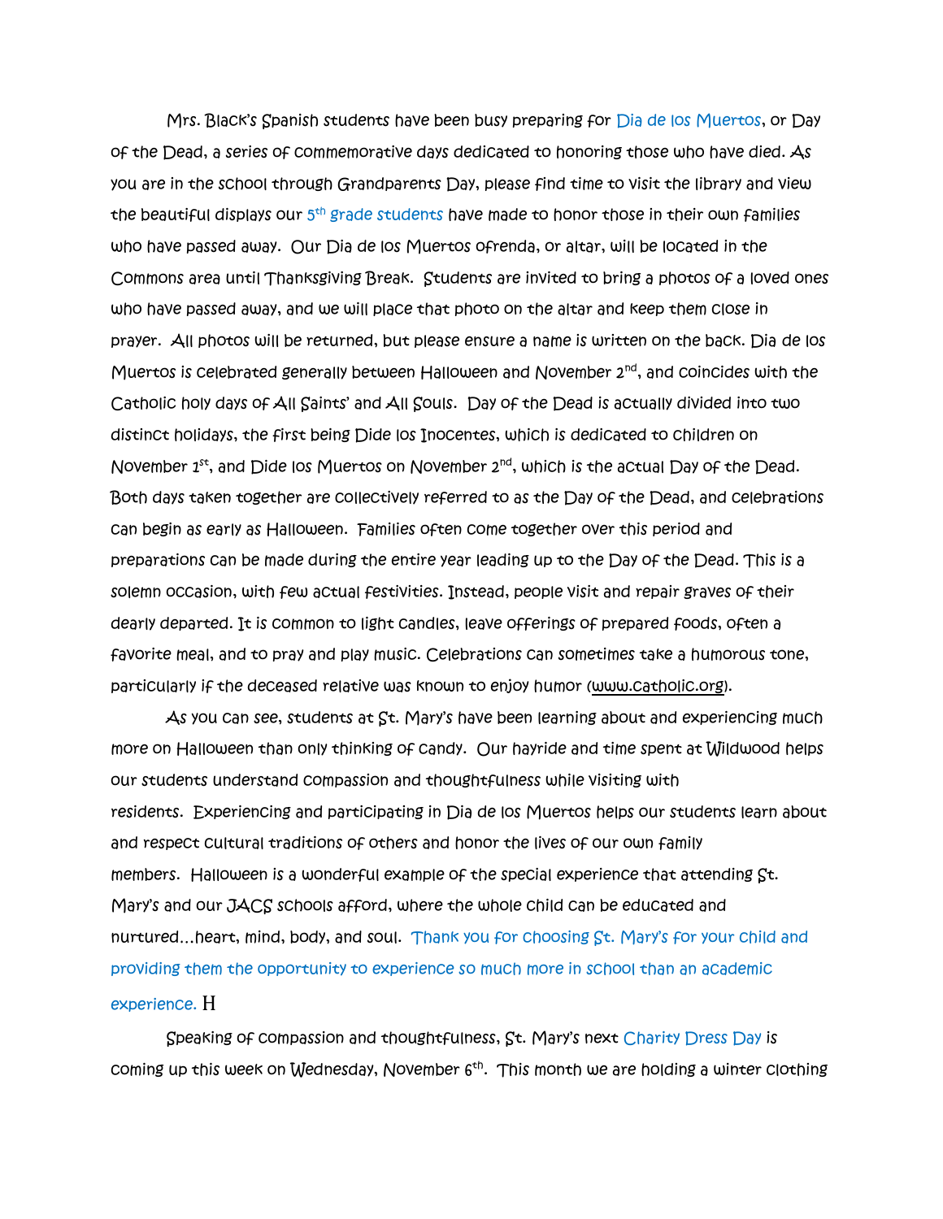Mrs. Black's Spanish students have been busy preparing for Dia de los Muertos, or Day of the Dead, a series of commemorative days dedicated to honoring those who have died. As you are in the school through Grandparents Day, please find time to visit the library and view the beautiful displays our 5th grade students have made to honor those in their own families who have passed away. Our Dia de los Muertos ofrenda, or altar, will be located in the Commons area until Thanksgiving Break. Students are invited to bring a photos of a loved ones who have passed away, and we will place that photo on the altar and keep them close in prayer. All photos will be returned, but please ensure a name is written on the back. Dia de los Muertos is celebrated generally between Halloween and November 2nd, and coincides with the Catholic holy days of All Saints' and All Souls. Day of the Dead is actually divided into two distinct holidays, the first being Dide los Inocentes, which is dedicated to children on November 1st, and Dide los Muertos on November 2nd, which is the actual Day of the Dead. Both days taken together are collectively referred to as the Day of the Dead, and celebrations can begin as early as Halloween. Families often come together over this period and preparations can be made during the entire year leading up to the Day of the Dead. This is a solemn occasion, with few actual festivities. Instead, people visit and repair graves of their dearly departed. It is common to light candles, leave offerings of prepared foods, often a favorite meal, and to pray and play music. Celebrations can sometimes take a humorous tone, particularly if the deceased relative was known to enjoy humor (www.catholic.org).

As you can see, students at St. Mary's have been learning about and experiencing much more on Halloween than only thinking of candy. Our hayride and time spent at Wildwood helps our students understand compassion and thoughtfulness while visiting with residents. Experiencing and participating in Dia de los Muertos helps our students learn about and respect cultural traditions of others and honor the lives of our own family members. Halloween is a wonderful example of the special experience that attending St. Mary's and our JACS schools afford, where the whole child can be educated and nurtured…heart, mind, body, and soul. Thank you for choosing St. Mary's for your child and providing them the opportunity to experience so much more in school than an academic experience. H

Speaking of compassion and thoughtfulness, St. Mary's next Charity Dress Day is coming up this week on Wednesday, November 6th. This month we are holding a winter clothing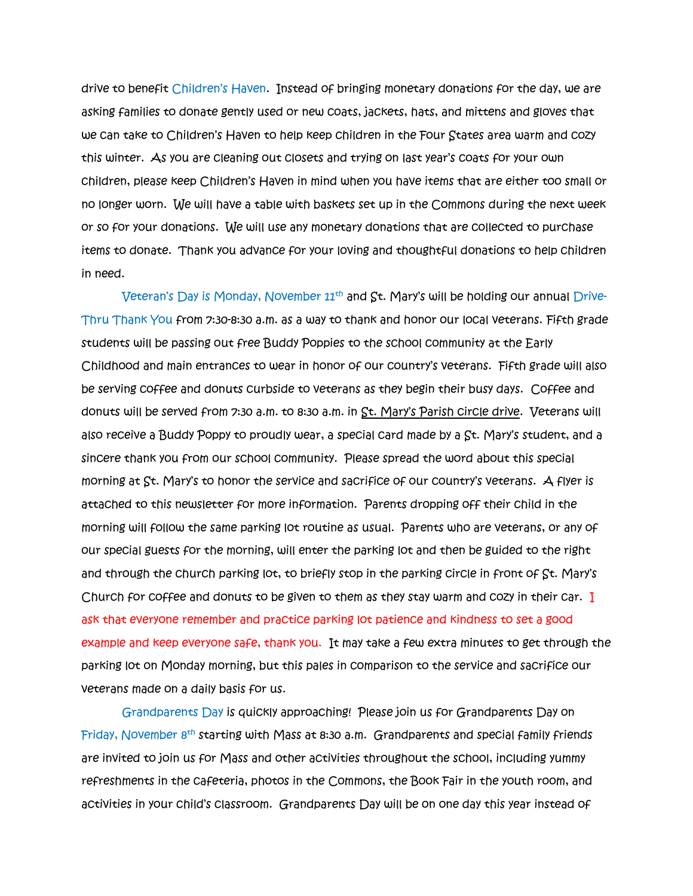drive to benefit Children's Haven. Instead of bringing monetary donations for the day, we are asking families to donate gently used or new coats, jackets, hats, and mittens and gloves that we can take to Children's Haven to help keep children in the Four States area warm and cozy this winter. As you are cleaning out closets and trying on last year's coats for your own children, please keep Children's Haven in mind when you have items that are either too small or no longer worn. We will have a table with baskets set up in the Commons during the next week or so for your donations. We will use any monetary donations that are collected to purchase items to donate. Thank you advance for your loving and thoughtful donations to help children in need.

Veteran's Day is Monday, November 11th and St. Mary's will be holding our annual Drive-Thru Thank You from 7:30-8:30 a.m. as a way to thank and honor our local veterans. Fifth grade students will be passing out free Buddy Poppies to the school community at the Early Childhood and main entrances to wear in honor of our country's veterans. Fifth grade will also be serving coffee and donuts curbside to veterans as they begin their busy days. Coffee and donuts will be served from 7:30 a.m. to 8:30 a.m. in <u>St. Mary's Parish circle drive</u>. Veterans will also receive a Buddy Poppy to proudly wear, a special card made by a St. Mary's student, and a sincere thank you from our school community. Please spread the word about this special morning at St. Mary's to honor the service and sacrifice of our country's veterans. A flyer is attached to this newsletter for more information. Parents dropping off their child in the morning will follow the same parking lot routine as usual. Parents who are veterans, or any of our special guests for the morning, will enter the parking lot and then be guided to the right and through the church parking lot, to briefly stop in the parking circle in front of St. Mary's Church for coffee and donuts to be given to them as they stay warm and cozy in their car. I ask that everyone remember and practice parking lot patience and kindness to set a good example and keep everyone safe, thank you. It may take a few extra minutes to get through the parking lot on Monday morning, but this pales in comparison to the service and sacrifice our veterans made on a daily basis for us.

Grandparents Day is quickly approaching! Please join us for Grandparents Day on Friday, November 8th starting with Mass at 8:30 a.m. Grandparents and special family friends are invited to join us for Mass and other activities throughout the school, including yummy refreshments in the cafeteria, photos in the Commons, the Book Fair in the youth room, and activities in your child's classroom. Grandparents Day will be on one day this year instead of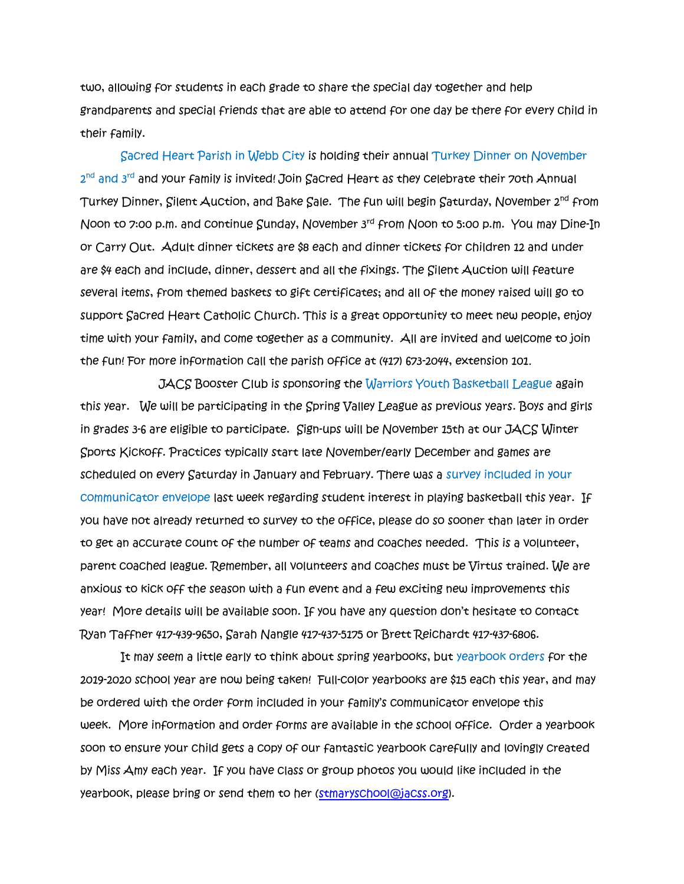two, allowing for students in each grade to share the special day together and help grandparents and special friends that are able to attend for one day be there for every child in their family.

Sacred Heart Parish in Webb City is holding their annual Turkey Dinner on November 2nd and 3rd and your family is invited! Join Sacred Heart as they celebrate their 70th Annual Turkey Dinner, Silent Auction, and Bake Sale. The fun will begin Saturday, November 2nd from Noon to 7:00 p.m. and continue Sunday, November 3rd from Noon to 5:00 p.m. You may Dine-In or Carry Out. Adult dinner tickets are $8 each and dinner tickets for children 12 and under are $4 each and include, dinner, dessert and all the fixings. The Silent Auction will feature several items, from themed baskets to gift certificates; and all of the money raised will go to support Sacred Heart Catholic Church. This is a great opportunity to meet new people, enjoy time with your family, and come together as a community. All are invited and welcome to join the fun! For more information call the parish office at (417) 673-2044, extension 101.

JACS Booster Club is sponsoring the Warriors Youth Basketball League again this year. We will be participating in the Spring Valley League as previous years. Boys and girls in grades 3-6 are eligible to participate. Sign-ups will be November 15th at our JACS Winter Sports Kickoff. Practices typically start late November/early December and games are scheduled on every Saturday in January and February. There was a survey included in your communicator envelope last week regarding student interest in playing basketball this year. If you have not already returned to survey to the office, please do so sooner than later in order to get an accurate count of the number of teams and coaches needed. This is a volunteer, parent coached league. Remember, all volunteers and coaches must be Virtus trained. We are anxious to kick off the season with a fun event and a few exciting new improvements this year! More details will be available soon. If you have any question don't hesitate to contact Ryan Taffner 417-439-9650, Sarah Nangle 417-437-5175 or Brett Reichardt 417-437-6806.

It may seem a little early to think about spring yearbooks, but yearbook orders for the 2019-2020 school year are now being taken! Full-color yearbooks are $15 each this year, and may be ordered with the order form included in your family's communicator envelope this week. More information and order forms are available in the school office. Order a yearbook soon to ensure your child gets a copy of our fantastic yearbook carefully and lovingly created by Miss Amy each year. If you have class or group photos you would like included in the yearbook, please bring or send them to her (stmaryschool@jacss.org).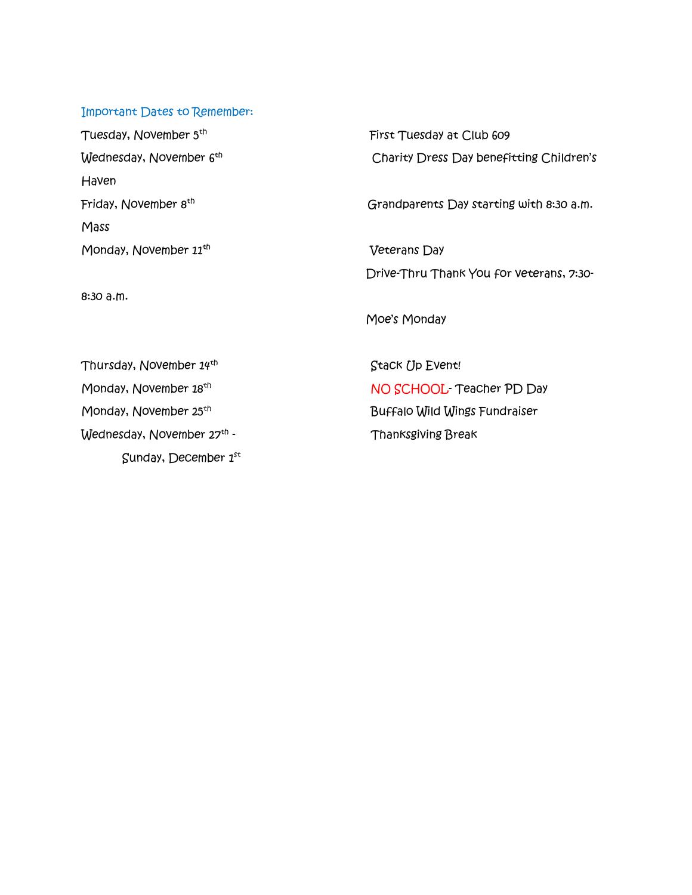Important Dates to Remember:

| | |
|---|---|
| Tuesday, November 5th | First Tuesday at Club 609 |
| Wednesday, November 6th | Charity Dress Day benefitting Children's Haven |
| Friday, November 8th | Grandparents Day starting with 8:30 a.m. Mass |
| Monday, November 11th | Veterans Day |
| | Drive-Thru Thank You for Veterans, 7:30-8:30 a.m. |
| | Moe's Monday |
| Thursday, November 14th | Stack Up Event! |
| Monday, November 18th | NO SCHOOL- Teacher PD Day |
| Monday, November 25th | Buffalo Wild Wings Fundraiser |
| Wednesday, November 27th - Sunday, December 1st | Thanksgiving Break |